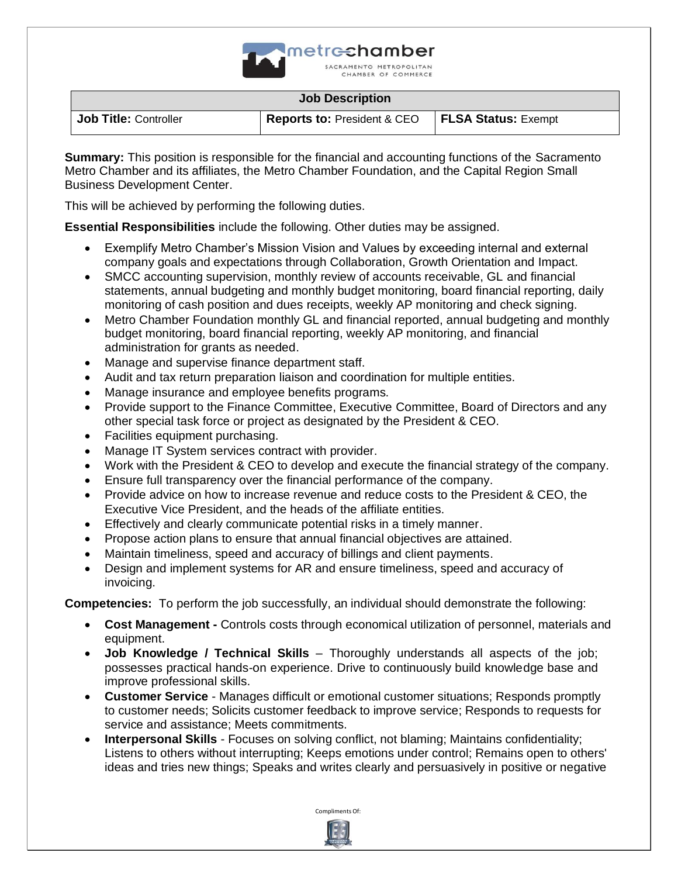metrochamber
SACRAMENTO METROPOLITAN CHAMBER OF COMMERCE

| Job Description | | |
|---|---|---|
| **Job Title:** Controller | **Reports to:** President & CEO | **FLSA Status:** Exempt |

**Summary:** This position is responsible for the financial and accounting functions of the Sacramento Metro Chamber and its affiliates, the Metro Chamber Foundation, and the Capital Region Small Business Development Center.

This will be achieved by performing the following duties.

**Essential Responsibilities** include the following. Other duties may be assigned.

- Exemplify Metro Chamber's Mission Vision and Values by exceeding internal and external company goals and expectations through Collaboration, Growth Orientation and Impact.
- SMCC accounting supervision, monthly review of accounts receivable, GL and financial statements, annual budgeting and monthly budget monitoring, board financial reporting, daily monitoring of cash position and dues receipts, weekly AP monitoring and check signing.
- Metro Chamber Foundation monthly GL and financial reported, annual budgeting and monthly budget monitoring, board financial reporting, weekly AP monitoring, and financial administration for grants as needed.
- Manage and supervise finance department staff.
- Audit and tax return preparation liaison and coordination for multiple entities.
- Manage insurance and employee benefits programs.
- Provide support to the Finance Committee, Executive Committee, Board of Directors and any other special task force or project as designated by the President & CEO.
- Facilities equipment purchasing.
- Manage IT System services contract with provider.
- Work with the President & CEO to develop and execute the financial strategy of the company.
- Ensure full transparency over the financial performance of the company.
- Provide advice on how to increase revenue and reduce costs to the President & CEO, the Executive Vice President, and the heads of the affiliate entities.
- Effectively and clearly communicate potential risks in a timely manner.
- Propose action plans to ensure that annual financial objectives are attained.
- Maintain timeliness, speed and accuracy of billings and client payments.
- Design and implement systems for AR and ensure timeliness, speed and accuracy of invoicing.

**Competencies:** To perform the job successfully, an individual should demonstrate the following:

- **Cost Management -** Controls costs through economical utilization of personnel, materials and equipment.
- **Job Knowledge / Technical Skills** – Thoroughly understands all aspects of the job; possesses practical hands-on experience. Drive to continuously build knowledge base and improve professional skills.
- **Customer Service** - Manages difficult or emotional customer situations; Responds promptly to customer needs; Solicits customer feedback to improve service; Responds to requests for service and assistance; Meets commitments.
- **Interpersonal Skills** - Focuses on solving conflict, not blaming; Maintains confidentiality; Listens to others without interrupting; Keeps emotions under control; Remains open to others' ideas and tries new things; Speaks and writes clearly and persuasively in positive or negative

Compliments Of: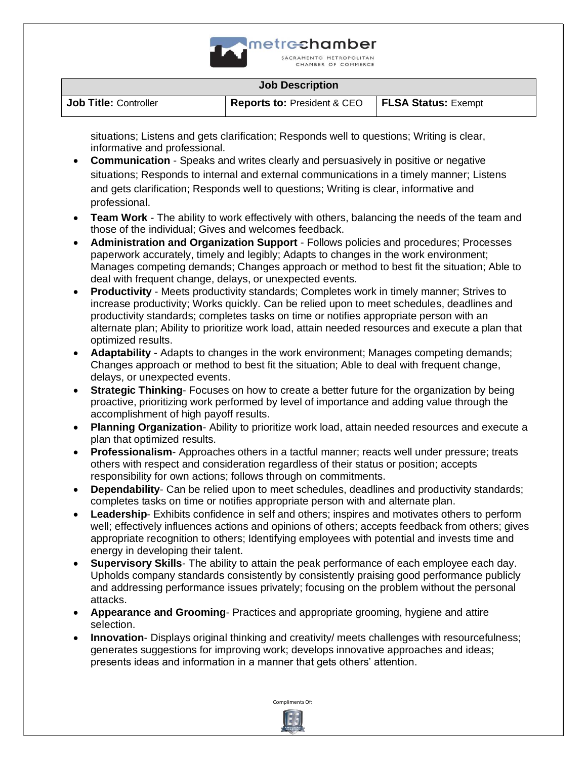situations; Listens and gets clarification; Responds well to questions; Writing is clear, informative and professional.

- **Communication** - Speaks and writes clearly and persuasively in positive or negative situations; Responds to internal and external communications in a timely manner; Listens and gets clarification; Responds well to questions; Writing is clear, informative and professional.
- **Team Work** - The ability to work effectively with others, balancing the needs of the team and those of the individual; Gives and welcomes feedback.
- **Administration and Organization Support** - Follows policies and procedures; Processes paperwork accurately, timely and legibly; Adapts to changes in the work environment; Manages competing demands; Changes approach or method to best fit the situation; Able to deal with frequent change, delays, or unexpected events.
- **Productivity** - Meets productivity standards; Completes work in timely manner; Strives to increase productivity; Works quickly. Can be relied upon to meet schedules, deadlines and productivity standards; completes tasks on time or notifies appropriate person with an alternate plan; Ability to prioritize work load, attain needed resources and execute a plan that optimized results.
- **Adaptability** - Adapts to changes in the work environment; Manages competing demands; Changes approach or method to best fit the situation; Able to deal with frequent change, delays, or unexpected events.
- **Strategic Thinking**- Focuses on how to create a better future for the organization by being proactive, prioritizing work performed by level of importance and adding value through the accomplishment of high payoff results.
- **Planning Organization**- Ability to prioritize work load, attain needed resources and execute a plan that optimized results.
- **Professionalism**- Approaches others in a tactful manner; reacts well under pressure; treats others with respect and consideration regardless of their status or position; accepts responsibility for own actions; follows through on commitments.
- **Dependability**- Can be relied upon to meet schedules, deadlines and productivity standards; completes tasks on time or notifies appropriate person with and alternate plan.
- **Leadership**- Exhibits confidence in self and others; inspires and motivates others to perform well; effectively influences actions and opinions of others; accepts feedback from others; gives appropriate recognition to others; Identifying employees with potential and invests time and energy in developing their talent.
- **Supervisory Skills**- The ability to attain the peak performance of each employee each day. Upholds company standards consistently by consistently praising good performance publicly and addressing performance issues privately; focusing on the problem without the personal attacks.
- **Appearance and Grooming**- Practices and appropriate grooming, hygiene and attire selection.
- **Innovation**- Displays original thinking and creativity/ meets challenges with resourcefulness; generates suggestions for improving work; develops innovative approaches and ideas; presents ideas and information in a manner that gets others' attention.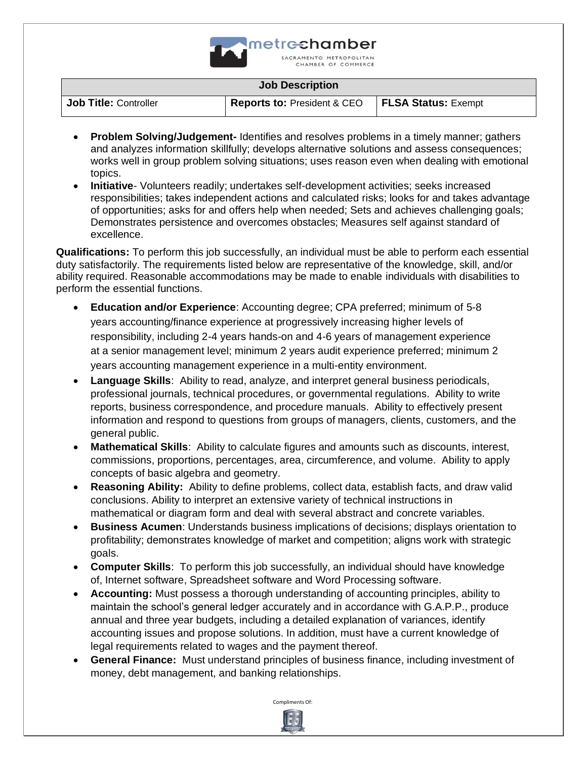| Job Description | | |
|---|---|---|
| **Job Title:** Controller | **Reports to:** President & CEO | **FLSA Status:** Exempt |

- **Problem Solving/Judgement-** Identifies and resolves problems in a timely manner; gathers and analyzes information skillfully; develops alternative solutions and assess consequences; works well in group problem solving situations; uses reason even when dealing with emotional topics.
- **Initiative**- Volunteers readily; undertakes self-development activities; seeks increased responsibilities; takes independent actions and calculated risks; looks for and takes advantage of opportunities; asks for and offers help when needed; Sets and achieves challenging goals; Demonstrates persistence and overcomes obstacles; Measures self against standard of excellence.

**Qualifications:** To perform this job successfully, an individual must be able to perform each essential duty satisfactorily. The requirements listed below are representative of the knowledge, skill, and/or ability required. Reasonable accommodations may be made to enable individuals with disabilities to perform the essential functions.

- **Education and/or Experience**: Accounting degree; CPA preferred; minimum of 5-8 years accounting/finance experience at progressively increasing higher levels of responsibility, including 2-4 years hands-on and 4-6 years of management experience at a senior management level; minimum 2 years audit experience preferred; minimum 2 years accounting management experience in a multi-entity environment.
- **Language Skills**: Ability to read, analyze, and interpret general business periodicals, professional journals, technical procedures, or governmental regulations. Ability to write reports, business correspondence, and procedure manuals. Ability to effectively present information and respond to questions from groups of managers, clients, customers, and the general public.
- **Mathematical Skills**: Ability to calculate figures and amounts such as discounts, interest, commissions, proportions, percentages, area, circumference, and volume. Ability to apply concepts of basic algebra and geometry.
- **Reasoning Ability:** Ability to define problems, collect data, establish facts, and draw valid conclusions. Ability to interpret an extensive variety of technical instructions in mathematical or diagram form and deal with several abstract and concrete variables.
- **Business Acumen**: Understands business implications of decisions; displays orientation to profitability; demonstrates knowledge of market and competition; aligns work with strategic goals.
- **Computer Skills**: To perform this job successfully, an individual should have knowledge of, Internet software, Spreadsheet software and Word Processing software.
- **Accounting:** Must possess a thorough understanding of accounting principles, ability to maintain the school's general ledger accurately and in accordance with G.A.P.P., produce annual and three year budgets, including a detailed explanation of variances, identify accounting issues and propose solutions. In addition, must have a current knowledge of legal requirements related to wages and the payment thereof.
- **General Finance:** Must understand principles of business finance, including investment of money, debt management, and banking relationships.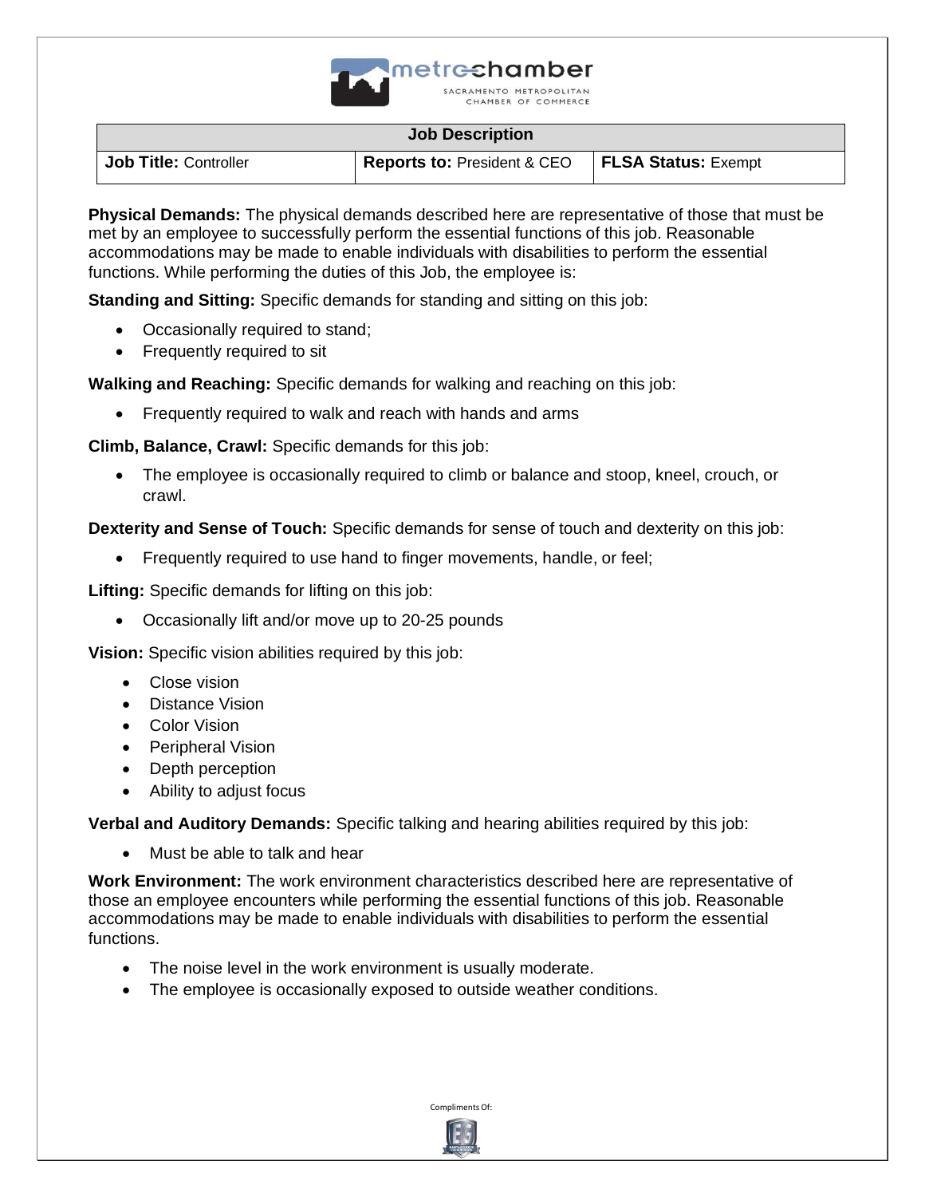| Job Description | | |
|---|---|---|
| **Job Title:** Controller | **Reports to:** President & CEO | **FLSA Status:** Exempt |

**Physical Demands:** The physical demands described here are representative of those that must be met by an employee to successfully perform the essential functions of this job. Reasonable accommodations may be made to enable individuals with disabilities to perform the essential functions. While performing the duties of this Job, the employee is:

**Standing and Sitting:** Specific demands for standing and sitting on this job:

- Occasionally required to stand;
- Frequently required to sit

**Walking and Reaching:** Specific demands for walking and reaching on this job:

- Frequently required to walk and reach with hands and arms

**Climb, Balance, Crawl:** Specific demands for this job:

- The employee is occasionally required to climb or balance and stoop, kneel, crouch, or crawl.

**Dexterity and Sense of Touch:** Specific demands for sense of touch and dexterity on this job:

- Frequently required to use hand to finger movements, handle, or feel;

**Lifting:** Specific demands for lifting on this job:

- Occasionally lift and/or move up to 20-25 pounds

**Vision:** Specific vision abilities required by this job:

- Close vision
- Distance Vision
- Color Vision
- Peripheral Vision
- Depth perception
- Ability to adjust focus

**Verbal and Auditory Demands:** Specific talking and hearing abilities required by this job:

- Must be able to talk and hear

**Work Environment:** The work environment characteristics described here are representative of those an employee encounters while performing the essential functions of this job. Reasonable accommodations may be made to enable individuals with disabilities to perform the essential functions.

- The noise level in the work environment is usually moderate.
- The employee is occasionally exposed to outside weather conditions.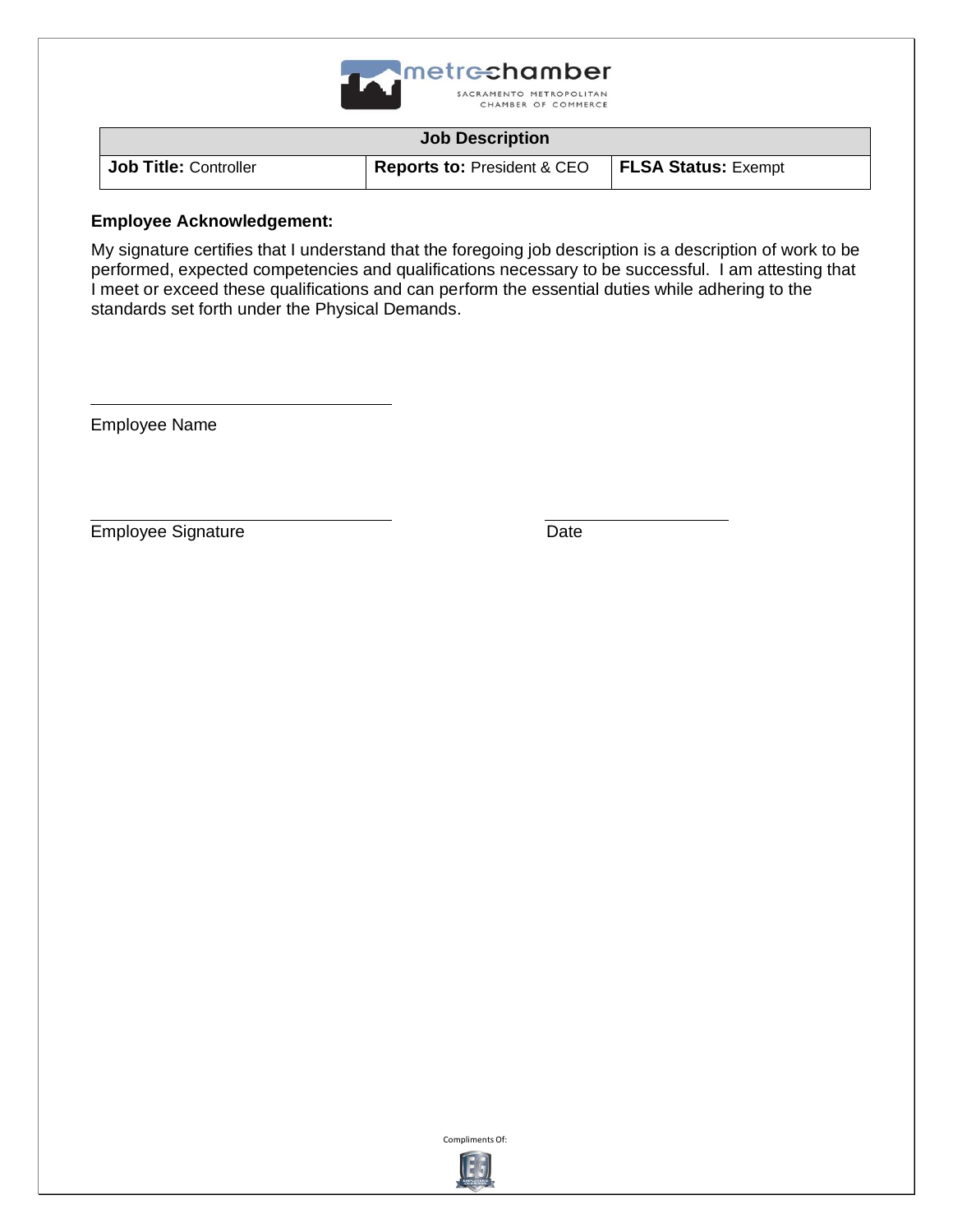| Job Description | | |
|---|---|---|
| **Job Title:** Controller | **Reports to:** President & CEO | **FLSA Status:** Exempt |

**Employee Acknowledgement:**

My signature certifies that I understand that the foregoing job description is a description of work to be performed, expected competencies and qualifications necessary to be successful. I am attesting that I meet or exceed these qualifications and can perform the essential duties while adhering to the standards set forth under the Physical Demands.

\_\_\_\_\_\_\_\_\_\_\_\_\_\_\_\_\_\_\_\_\_\_\_\_\_\_\_\_\_\_

Employee Name

\_\_\_\_\_\_\_\_\_\_\_\_\_\_\_\_\_\_\_\_\_\_\_\_\_\_\_\_\_\_ \_\_\_\_\_\_\_\_\_\_\_\_\_\_\_\_\_\_\_\_

Employee Signature Date

Compliments Of: